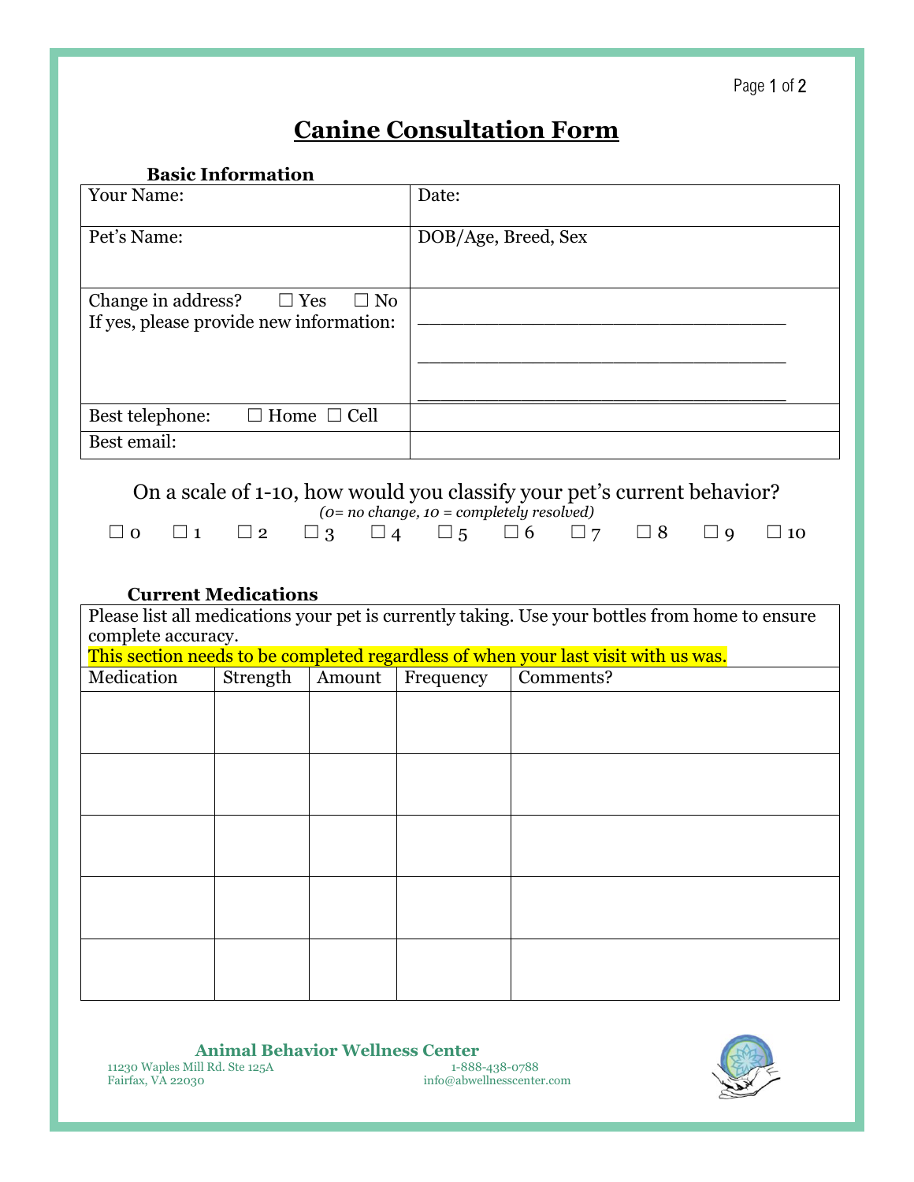# Canine Consultation Form

### Basic Information

| | |
|---|---|
| Your Name: | Date: |
| Pet's Name: | DOB/Age, Breed, Sex |
| Change in address? ☐ Yes ☐ No<br>If yes, please provide new information: | \_\_\_\_\_\_\_\_\_\_\_\_\_\_\_\_\_\_\_\_\_\_\_\_\_\_\_\_\_\_\_\_<br>\_\_\_\_\_\_\_\_\_\_\_\_\_\_\_\_\_\_\_\_\_\_\_\_\_\_\_\_\_\_\_\_<br>\_\_\_\_\_\_\_\_\_\_\_\_\_\_\_\_\_\_\_\_\_\_\_\_\_\_\_\_\_\_\_\_ |
| Best telephone: ☐ Home ☐ Cell | |
| Best email: | |

On a scale of 1-10, how would you classify your pet's current behavior?

*(0= no change, 10 = completely resolved)*

☐ 0 ☐ 1 ☐ 2 ☐ 3 ☐ 4 ☐ 5 ☐ 6 ☐ 7 ☐ 8 ☐ 9 ☐ 10

### Current Medications

Please list all medications your pet is currently taking. Use your bottles from home to ensure complete accuracy.

This section needs to be completed regardless of when your last visit with us was.

| Medication | Strength | Amount | Frequency | Comments? |
|---|---|---|---|---|
| | | | | |
| | | | | |
| | | | | |
| | | | | |
| | | | | |

**Animal Behavior Wellness Center**

11230 Waples Mill Rd. Ste 125A
Fairfax, VA 22030

1-888-438-0788
info@abwellnesscenter.com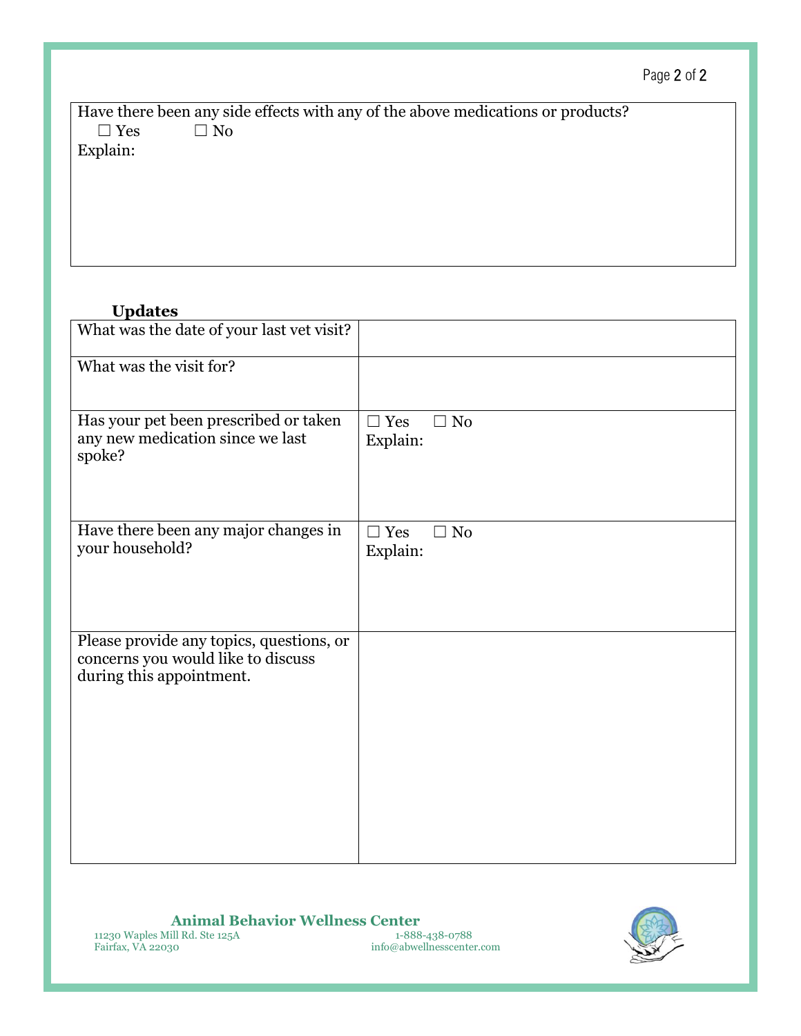| |
|---|
| Have there been any side effects with any of the above medications or products?<br>☐ Yes ☐ No<br>Explain: |

**Updates**

| | |
|---|---|
| What was the date of your last vet visit? | |
| What was the visit for? | |
| Has your pet been prescribed or taken any new medication since we last spoke? | ☐ Yes ☐ No<br>Explain: |
| Have there been any major changes in your household? | ☐ Yes ☐ No<br>Explain: |
| Please provide any topics, questions, or concerns you would like to discuss during this appointment. | |

**Animal Behavior Wellness Center**

11230 Waples Mill Rd. Ste 125A
Fairfax, VA 22030

1-888-438-0788
info@abwellnesscenter.com